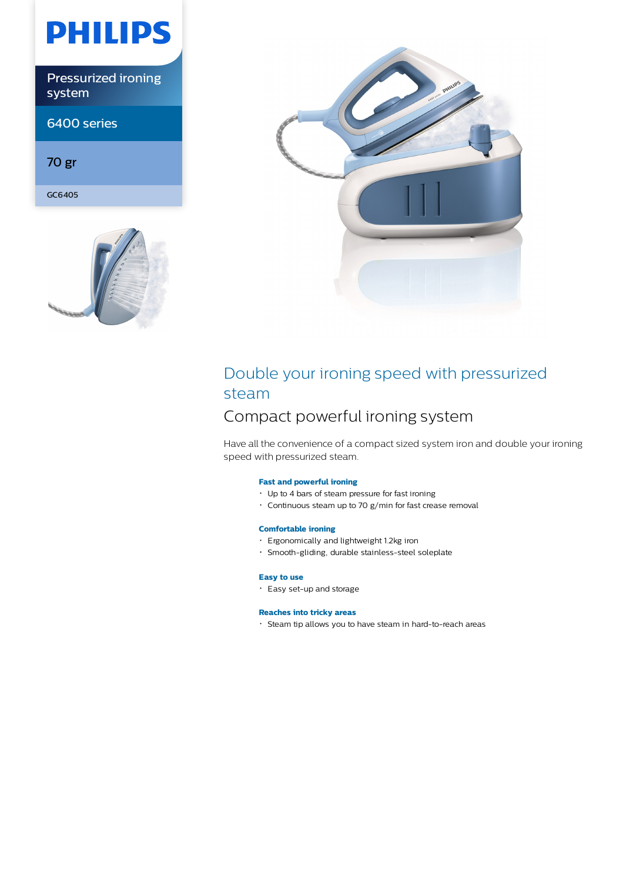PHILIPS

Pressurized ironing system

6400 series

70 gr

GC6405

# Double your ironing speed with pressurized steam

## Compact powerful ironing system

Have all the convenience of a compact sized system iron and double your ironing speed with pressurized steam.

**Fast and powerful ironing**

- Up to 4 bars of steam pressure for fast ironing
- Continuous steam up to 70 g/min for fast crease removal

**Comfortable ironing**

- Ergonomically and lightweight 1.2kg iron
- Smooth-gliding, durable stainless-steel soleplate

**Easy to use**

- Easy set-up and storage

**Reaches into tricky areas**

- Steam tip allows you to have steam in hard-to-reach areas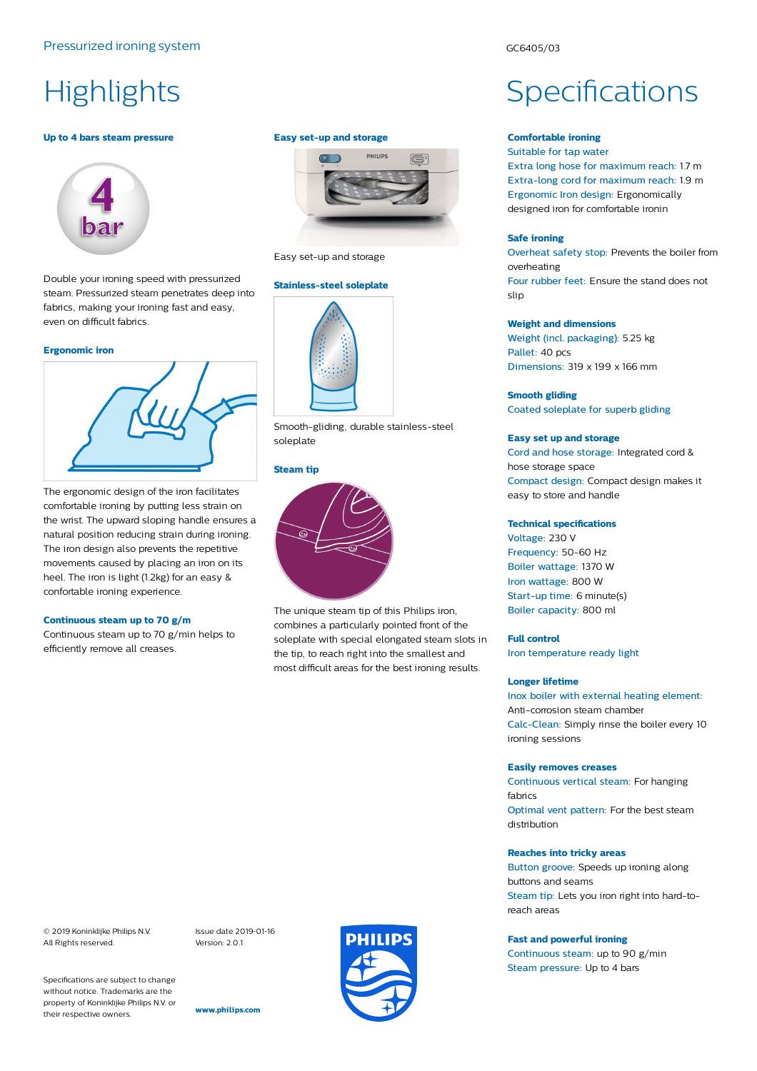Pressurized ironing system

GC6405/03

# Highlights

### Up to 4 bars steam pressure

Double your ironing speed with pressurized steam. Pressurized steam penetrates deep into fabrics, making your ironing fast and easy, even on difficult fabrics.

### Ergonomic iron

The ergonomic design of the iron facilitates comfortable ironing by putting less strain on the wrist. The upward sloping handle ensures a natural position reducing strain during ironing. The iron design also prevents the repetitive movements caused by placing an iron on its heel. The iron is light (1.2kg) for an easy & confortable ironing experience.

### Continuous steam up to 70 g/m

Continuous steam up to 70 g/min helps to efficiently remove all creases.

### Easy set-up and storage

Easy set-up and storage

### Stainless-steel soleplate

Smooth-gliding, durable stainless-steel soleplate

### Steam tip

The unique steam tip of this Philips iron, combines a particularly pointed front of the soleplate with special elongated steam slots in the tip, to reach right into the smallest and most difficult areas for the best ironing results.

# Specifications

### Comfortable ironing

- Suitable for tap water
- Extra long hose for maximum reach: 1.7 m
- Extra-long cord for maximum reach: 1.9 m
- Ergonomic Iron design: Ergonomically designed iron for comfortable ironin

### Safe ironing

- Overheat safety stop: Prevents the boiler from overheating
- Four rubber feet: Ensure the stand does not slip

### Weight and dimensions

- Weight (incl. packaging): 5.25 kg
- Pallet: 40 pcs
- Dimensions: 319 x 199 x 166 mm

### Smooth gliding

- Coated soleplate for superb gliding

### Easy set up and storage

- Cord and hose storage: Integrated cord & hose storage space
- Compact design: Compact design makes it easy to store and handle

### Technical specifications

- Voltage: 230 V
- Frequency: 50-60 Hz
- Boiler wattage: 1370 W
- Iron wattage: 800 W
- Start-up time: 6 minute(s)
- Boiler capacity: 800 ml

### Full control

- Iron temperature ready light

### Longer lifetime

- Inox boiler with external heating element: Anti-corrosion steam chamber
- Calc-Clean: Simply rinse the boiler every 10 ironing sessions

### Easily removes creases

- Continuous vertical steam: For hanging fabrics
- Optimal vent pattern: For the best steam distribution

### Reaches into tricky areas

- Button groove: Speeds up ironing along buttons and seams
- Steam tip: Lets you iron right into hard-to-reach areas

### Fast and powerful ironing

- Continuous steam: up to 90 g/min
- Steam pressure: Up to 4 bars

© 2019 Koninklijke Philips N.V.
All Rights reserved.

Issue date 2019-01-16
Version: 2.0.1

Specifications are subject to change without notice. Trademarks are the property of Koninklijke Philips N.V. or their respective owners.

www.philips.com